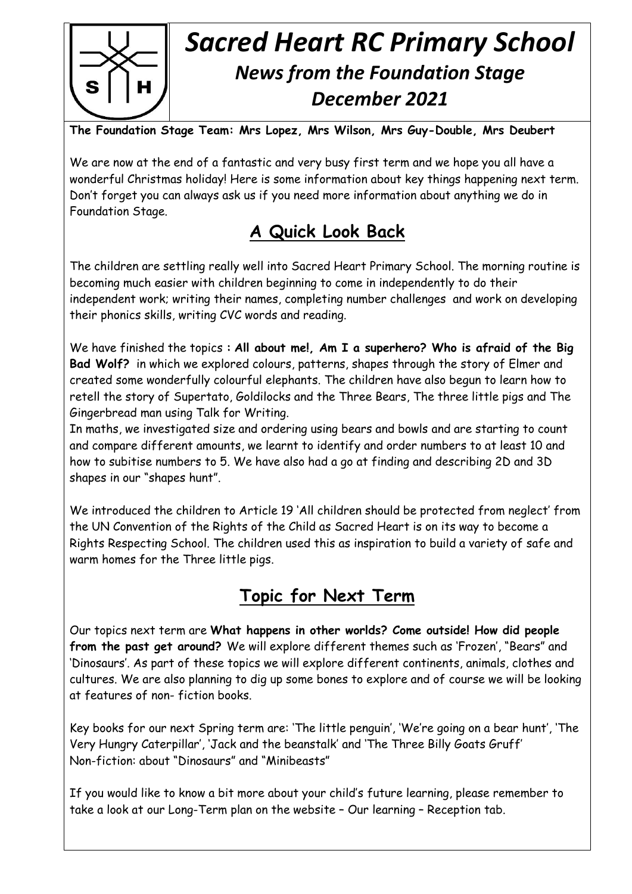# *Sacred Heart RC Primary School*

## *News from the Foundation Stage*

## *December 2021*

**The Foundation Stage Team: Mrs Lopez, Mrs Wilson, Mrs Guy-Double, Mrs Deubert**

We are now at the end of a fantastic and very busy first term and we hope you all have a wonderful Christmas holiday! Here is some information about key things happening next term. Don't forget you can always ask us if you need more information about anything we do in Foundation Stage.

## A Quick Look Back

The children are settling really well into Sacred Heart Primary School. The morning routine is becoming much easier with children beginning to come in independently to do their independent work; writing their names, completing number challenges and work on developing their phonics skills, writing CVC words and reading.

We have finished the topics **: All about me!, Am I a superhero? Who is afraid of the Big Bad Wolf?** in which we explored colours, patterns, shapes through the story of Elmer and created some wonderfully colourful elephants. The children have also begun to learn how to retell the story of Supertato, Goldilocks and the Three Bears, The three little pigs and The Gingerbread man using Talk for Writing.

In maths, we investigated size and ordering using bears and bowls and are starting to count and compare different amounts, we learnt to identify and order numbers to at least 10 and how to subitise numbers to 5. We have also had a go at finding and describing 2D and 3D shapes in our "shapes hunt".

We introduced the children to Article 19 'All children should be protected from neglect' from the UN Convention of the Rights of the Child as Sacred Heart is on its way to become a Rights Respecting School. The children used this as inspiration to build a variety of safe and warm homes for the Three little pigs.

## Topic for Next Term

Our topics next term are **What happens in other worlds? Come outside! How did people from the past get around?** We will explore different themes such as 'Frozen', "Bears" and 'Dinosaurs'. As part of these topics we will explore different continents, animals, clothes and cultures. We are also planning to dig up some bones to explore and of course we will be looking at features of non- fiction books.

Key books for our next Spring term are: 'The little penguin', 'We're going on a bear hunt', 'The Very Hungry Caterpillar', 'Jack and the beanstalk' and 'The Three Billy Goats Gruff'
Non-fiction: about "Dinosaurs" and "Minibeasts"

If you would like to know a bit more about your child's future learning, please remember to take a look at our Long-Term plan on the website – Our learning – Reception tab.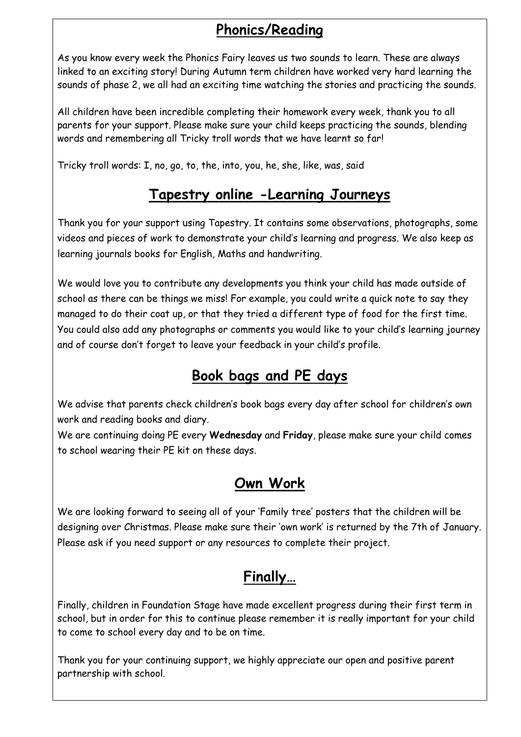## Phonics/Reading

As you know every week the Phonics Fairy leaves us two sounds to learn. These are always linked to an exciting story! During Autumn term children have worked very hard learning the sounds of phase 2, we all had an exciting time watching the stories and practicing the sounds.

All children have been incredible completing their homework every week, thank you to all parents for your support. Please make sure your child keeps practicing the sounds, blending words and remembering all Tricky troll words that we have learnt so far!

Tricky troll words: I, no, go, to, the, into, you, he, she, like, was, said

## Tapestry online -Learning Journeys

Thank you for your support using Tapestry. It contains some observations, photographs, some videos and pieces of work to demonstrate your child's learning and progress. We also keep as learning journals books for English, Maths and handwriting.

We would love you to contribute any developments you think your child has made outside of school as there can be things we miss! For example, you could write a quick note to say they managed to do their coat up, or that they tried a different type of food for the first time. You could also add any photographs or comments you would like to your child's learning journey and of course don't forget to leave your feedback in your child's profile.

## Book bags and PE days

We advise that parents check children's book bags every day after school for children's own work and reading books and diary.

We are continuing doing PE every **Wednesday** and **Friday**, please make sure your child comes to school wearing their PE kit on these days.

## Own Work

We are looking forward to seeing all of your 'Family tree' posters that the children will be designing over Christmas. Please make sure their 'own work' is returned by the 7th of January. Please ask if you need support or any resources to complete their project.

## Finally…

Finally, children in Foundation Stage have made excellent progress during their first term in school, but in order for this to continue please remember it is really important for your child to come to school every day and to be on time.

Thank you for your continuing support, we highly appreciate our open and positive parent partnership with school.